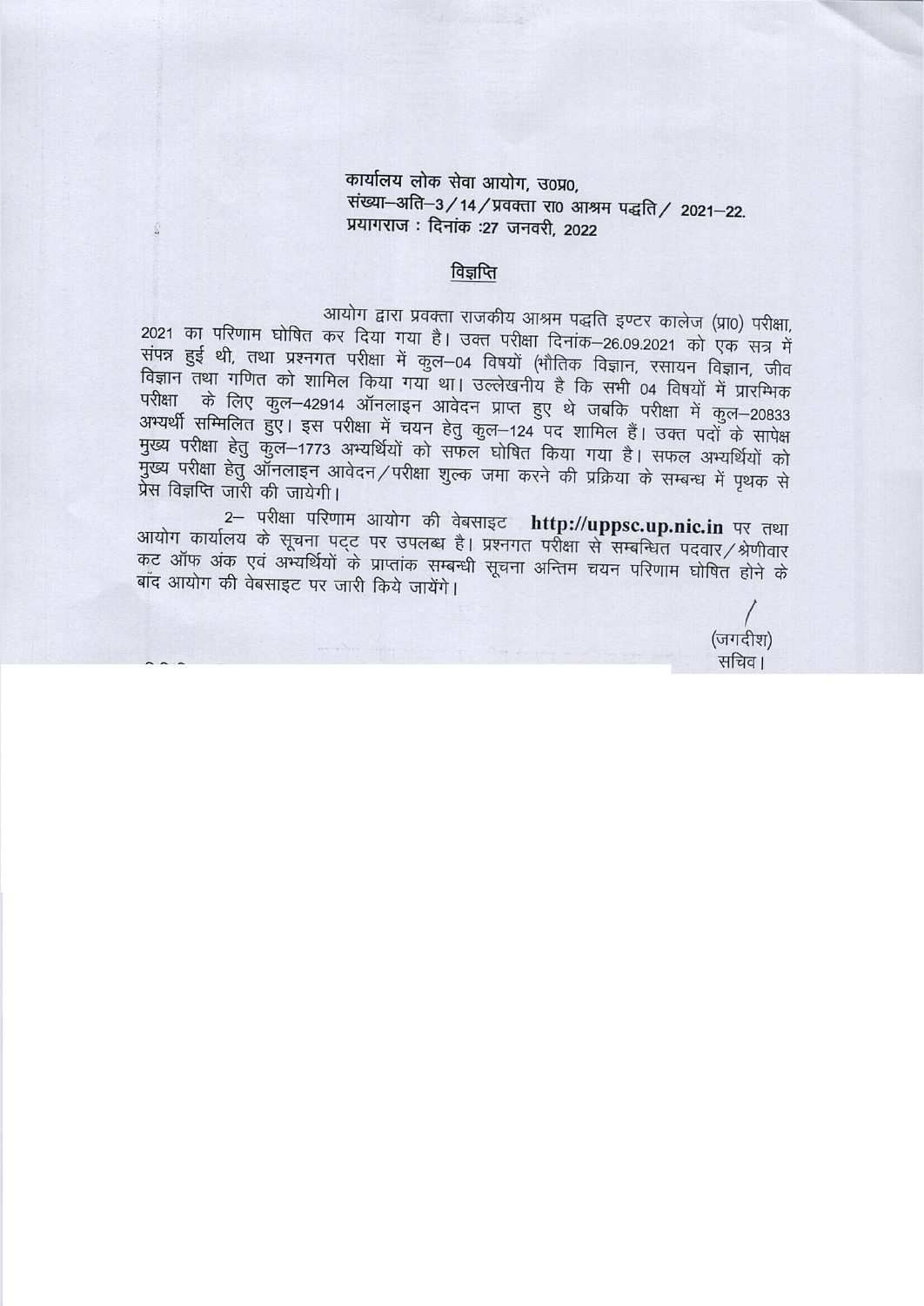कार्यालय लोक सेवा आयोग, उ0प्र0,
संख्या–अति–3/14/प्रवक्ता रा0 आश्रम पद्धति/ 2021–22.
प्रयागराज : दिनांक :27 जनवरी, 2022

## विज्ञप्ति

आयोग द्वारा प्रवक्ता राजकीय आश्रम पद्धति इण्टर कालेज (प्रा0) परीक्षा, 2021 का परिणाम घोषित कर दिया गया है। उक्त परीक्षा दिनांक–26.09.2021 को एक सत्र में संपन्न हुई थी, तथा प्रश्नगत परीक्षा में कुल–04 विषयों (भौतिक विज्ञान, रसायन विज्ञान, जीव विज्ञान तथा गणित को शामिल किया गया था। उल्लेखनीय है कि सभी 04 विषयों में प्रारम्भिक परीक्षा के लिए कुल–42914 ऑनलाइन आवेदन प्राप्त हुए थे जबकि परीक्षा में कुल–20833 अभ्यर्थी सम्मिलित हुए। इस परीक्षा में चयन हेतु कुल–124 पद शामिल हैं। उक्त पदों के सापेक्ष मुख्य परीक्षा हेतु कुल–1773 अभ्यर्थियों को सफल घोषित किया गया है। सफल अभ्यर्थियों को मुख्य परीक्षा हेतु ऑनलाइन आवेदन/परीक्षा शुल्क जमा करने की प्रक्रिया के सम्बन्ध में पृथक से प्रेस विज्ञप्ति जारी की जायेगी।

2– परीक्षा परिणाम आयोग की वेबसाइट **http://uppsc.up.nic.in** पर तथा आयोग कार्यालय के सूचना पट्ट पर उपलब्ध है। प्रश्नगत परीक्षा से सम्बन्धित पदवार/श्रेणीवार कट ऑफ अंक एवं अभ्यर्थियों के प्राप्तांक सम्बन्धी सूचना अन्तिम चयन परिणाम घोषित होने के बाद आयोग की वेबसाइट पर जारी किये जायेंगे।

(जगदीश)
सचिव।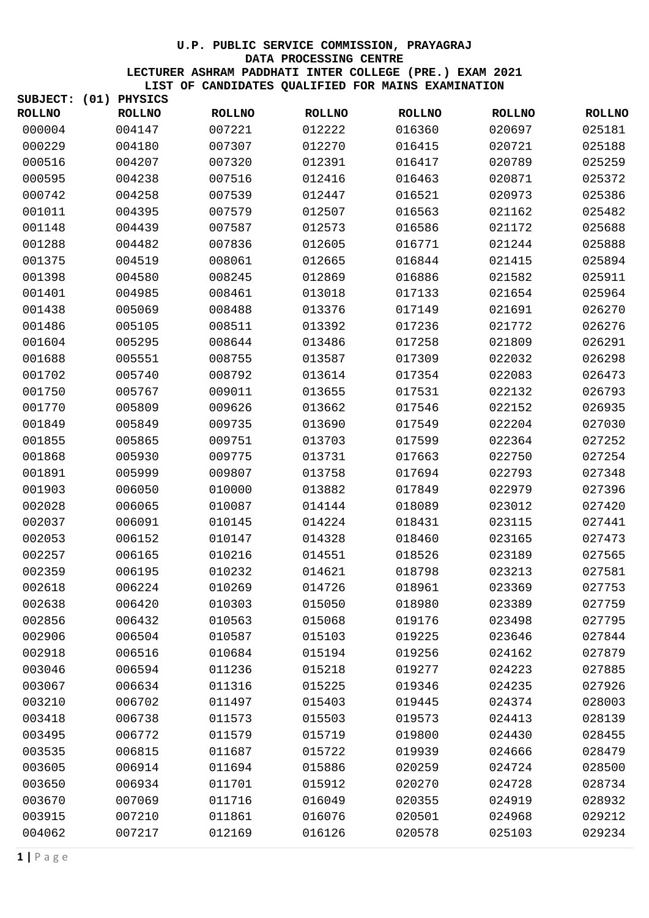**U.P. PUBLIC SERVICE COMMISSION, PRAYAGRAJ**
**DATA PROCESSING CENTRE**
**LECTURER ASHRAM PADDHATI INTER COLLEGE (PRE.) EXAM 2021**
**LIST OF CANDIDATES QUALIFIED FOR MAINS EXAMINATION**

**SUBJECT: (01) PHYSICS**

| ROLLNO | ROLLNO | ROLLNO | ROLLNO | ROLLNO | ROLLNO | ROLLNO |
|---|---|---|---|---|---|---|
| 000004 | 004147 | 007221 | 012222 | 016360 | 020697 | 025181 |
| 000229 | 004180 | 007307 | 012270 | 016415 | 020721 | 025188 |
| 000516 | 004207 | 007320 | 012391 | 016417 | 020789 | 025259 |
| 000595 | 004238 | 007516 | 012416 | 016463 | 020871 | 025372 |
| 000742 | 004258 | 007539 | 012447 | 016521 | 020973 | 025386 |
| 001011 | 004395 | 007579 | 012507 | 016563 | 021162 | 025482 |
| 001148 | 004439 | 007587 | 012573 | 016586 | 021172 | 025688 |
| 001288 | 004482 | 007836 | 012605 | 016771 | 021244 | 025888 |
| 001375 | 004519 | 008061 | 012665 | 016844 | 021415 | 025894 |
| 001398 | 004580 | 008245 | 012869 | 016886 | 021582 | 025911 |
| 001401 | 004985 | 008461 | 013018 | 017133 | 021654 | 025964 |
| 001438 | 005069 | 008488 | 013376 | 017149 | 021691 | 026270 |
| 001486 | 005105 | 008511 | 013392 | 017236 | 021772 | 026276 |
| 001604 | 005295 | 008644 | 013486 | 017258 | 021809 | 026291 |
| 001688 | 005551 | 008755 | 013587 | 017309 | 022032 | 026298 |
| 001702 | 005740 | 008792 | 013614 | 017354 | 022083 | 026473 |
| 001750 | 005767 | 009011 | 013655 | 017531 | 022132 | 026793 |
| 001770 | 005809 | 009626 | 013662 | 017546 | 022152 | 026935 |
| 001849 | 005849 | 009735 | 013690 | 017549 | 022204 | 027030 |
| 001855 | 005865 | 009751 | 013703 | 017599 | 022364 | 027252 |
| 001868 | 005930 | 009775 | 013731 | 017663 | 022750 | 027254 |
| 001891 | 005999 | 009807 | 013758 | 017694 | 022793 | 027348 |
| 001903 | 006050 | 010000 | 013882 | 017849 | 022979 | 027396 |
| 002028 | 006065 | 010087 | 014144 | 018089 | 023012 | 027420 |
| 002037 | 006091 | 010145 | 014224 | 018431 | 023115 | 027441 |
| 002053 | 006152 | 010147 | 014328 | 018460 | 023165 | 027473 |
| 002257 | 006165 | 010216 | 014551 | 018526 | 023189 | 027565 |
| 002359 | 006195 | 010232 | 014621 | 018798 | 023213 | 027581 |
| 002618 | 006224 | 010269 | 014726 | 018961 | 023369 | 027753 |
| 002638 | 006420 | 010303 | 015050 | 018980 | 023389 | 027759 |
| 002856 | 006432 | 010563 | 015068 | 019176 | 023498 | 027795 |
| 002906 | 006504 | 010587 | 015103 | 019225 | 023646 | 027844 |
| 002918 | 006516 | 010684 | 015194 | 019256 | 024162 | 027879 |
| 003046 | 006594 | 011236 | 015218 | 019277 | 024223 | 027885 |
| 003067 | 006634 | 011316 | 015225 | 019346 | 024235 | 027926 |
| 003210 | 006702 | 011497 | 015403 | 019445 | 024374 | 028003 |
| 003418 | 006738 | 011573 | 015503 | 019573 | 024413 | 028139 |
| 003495 | 006772 | 011579 | 015719 | 019800 | 024430 | 028455 |
| 003535 | 006815 | 011687 | 015722 | 019939 | 024666 | 028479 |
| 003605 | 006914 | 011694 | 015886 | 020259 | 024724 | 028500 |
| 003650 | 006934 | 011701 | 015912 | 020270 | 024728 | 028734 |
| 003670 | 007069 | 011716 | 016049 | 020355 | 024919 | 028932 |
| 003915 | 007210 | 011861 | 016076 | 020501 | 024968 | 029212 |
| 004062 | 007217 | 012169 | 016126 | 020578 | 025103 | 029234 |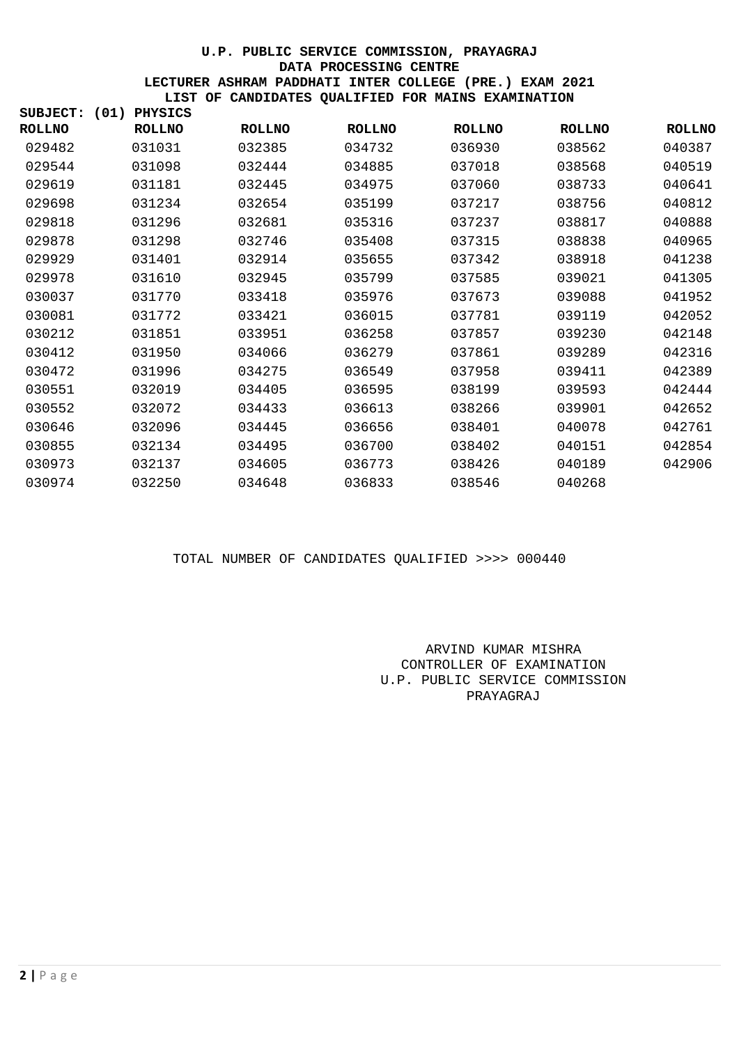**U.P. PUBLIC SERVICE COMMISSION, PRAYAGRAJ**
**DATA PROCESSING CENTRE**
**LECTURER ASHRAM PADDHATI INTER COLLEGE (PRE.) EXAM 2021**
**LIST OF CANDIDATES QUALIFIED FOR MAINS EXAMINATION**

**SUBJECT: (01) PHYSICS**

| ROLLNO | ROLLNO | ROLLNO | ROLLNO | ROLLNO | ROLLNO | ROLLNO |
|---|---|---|---|---|---|---|
| 029482 | 031031 | 032385 | 034732 | 036930 | 038562 | 040387 |
| 029544 | 031098 | 032444 | 034885 | 037018 | 038568 | 040519 |
| 029619 | 031181 | 032445 | 034975 | 037060 | 038733 | 040641 |
| 029698 | 031234 | 032654 | 035199 | 037217 | 038756 | 040812 |
| 029818 | 031296 | 032681 | 035316 | 037237 | 038817 | 040888 |
| 029878 | 031298 | 032746 | 035408 | 037315 | 038838 | 040965 |
| 029929 | 031401 | 032914 | 035655 | 037342 | 038918 | 041238 |
| 029978 | 031610 | 032945 | 035799 | 037585 | 039021 | 041305 |
| 030037 | 031770 | 033418 | 035976 | 037673 | 039088 | 041952 |
| 030081 | 031772 | 033421 | 036015 | 037781 | 039119 | 042052 |
| 030212 | 031851 | 033951 | 036258 | 037857 | 039230 | 042148 |
| 030412 | 031950 | 034066 | 036279 | 037861 | 039289 | 042316 |
| 030472 | 031996 | 034275 | 036549 | 037958 | 039411 | 042389 |
| 030551 | 032019 | 034405 | 036595 | 038199 | 039593 | 042444 |
| 030552 | 032072 | 034433 | 036613 | 038266 | 039901 | 042652 |
| 030646 | 032096 | 034445 | 036656 | 038401 | 040078 | 042761 |
| 030855 | 032134 | 034495 | 036700 | 038402 | 040151 | 042854 |
| 030973 | 032137 | 034605 | 036773 | 038426 | 040189 | 042906 |
| 030974 | 032250 | 034648 | 036833 | 038546 | 040268 | |

TOTAL NUMBER OF CANDIDATES QUALIFIED >>>> 000440

ARVIND KUMAR MISHRA
CONTROLLER OF EXAMINATION
U.P. PUBLIC SERVICE COMMISSION
PRAYAGRAJ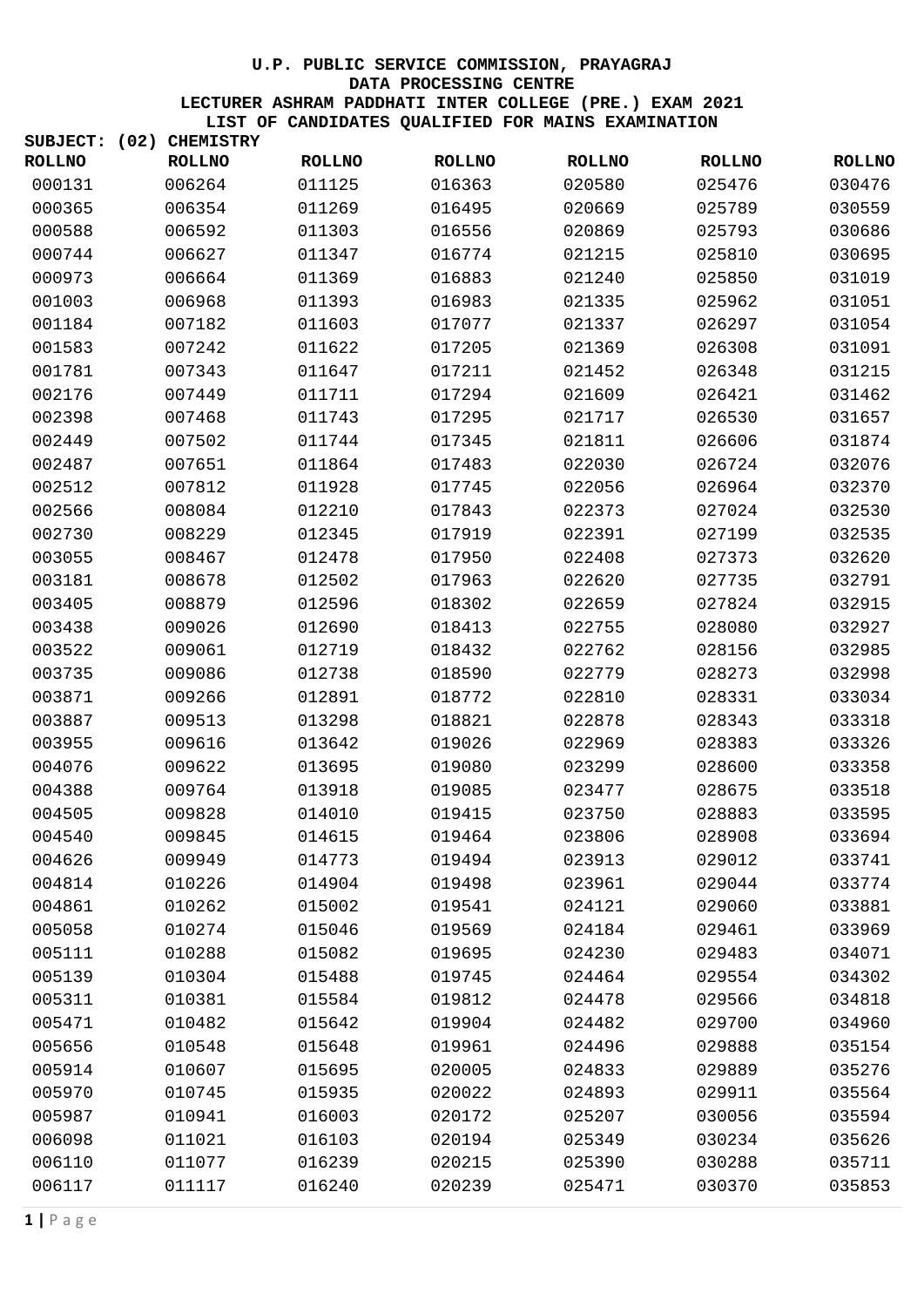**U.P. PUBLIC SERVICE COMMISSION, PRAYAGRAJ**
**DATA PROCESSING CENTRE**
**LECTURER ASHRAM PADDHATI INTER COLLEGE (PRE.) EXAM 2021**
**LIST OF CANDIDATES QUALIFIED FOR MAINS EXAMINATION**

**SUBJECT: (02) CHEMISTRY**

| ROLLNO | ROLLNO | ROLLNO | ROLLNO | ROLLNO | ROLLNO | ROLLNO |
|---|---|---|---|---|---|---|
| 000131 | 006264 | 011125 | 016363 | 020580 | 025476 | 030476 |
| 000365 | 006354 | 011269 | 016495 | 020669 | 025789 | 030559 |
| 000588 | 006592 | 011303 | 016556 | 020869 | 025793 | 030686 |
| 000744 | 006627 | 011347 | 016774 | 021215 | 025810 | 030695 |
| 000973 | 006664 | 011369 | 016883 | 021240 | 025850 | 031019 |
| 001003 | 006968 | 011393 | 016983 | 021335 | 025962 | 031051 |
| 001184 | 007182 | 011603 | 017077 | 021337 | 026297 | 031054 |
| 001583 | 007242 | 011622 | 017205 | 021369 | 026308 | 031091 |
| 001781 | 007343 | 011647 | 017211 | 021452 | 026348 | 031215 |
| 002176 | 007449 | 011711 | 017294 | 021609 | 026421 | 031462 |
| 002398 | 007468 | 011743 | 017295 | 021717 | 026530 | 031657 |
| 002449 | 007502 | 011744 | 017345 | 021811 | 026606 | 031874 |
| 002487 | 007651 | 011864 | 017483 | 022030 | 026724 | 032076 |
| 002512 | 007812 | 011928 | 017745 | 022056 | 026964 | 032370 |
| 002566 | 008084 | 012210 | 017843 | 022373 | 027024 | 032530 |
| 002730 | 008229 | 012345 | 017919 | 022391 | 027199 | 032535 |
| 003055 | 008467 | 012478 | 017950 | 022408 | 027373 | 032620 |
| 003181 | 008678 | 012502 | 017963 | 022620 | 027735 | 032791 |
| 003405 | 008879 | 012596 | 018302 | 022659 | 027824 | 032915 |
| 003438 | 009026 | 012690 | 018413 | 022755 | 028080 | 032927 |
| 003522 | 009061 | 012719 | 018432 | 022762 | 028156 | 032985 |
| 003735 | 009086 | 012738 | 018590 | 022779 | 028273 | 032998 |
| 003871 | 009266 | 012891 | 018772 | 022810 | 028331 | 033034 |
| 003887 | 009513 | 013298 | 018821 | 022878 | 028343 | 033318 |
| 003955 | 009616 | 013642 | 019026 | 022969 | 028383 | 033326 |
| 004076 | 009622 | 013695 | 019080 | 023299 | 028600 | 033358 |
| 004388 | 009764 | 013918 | 019085 | 023477 | 028675 | 033518 |
| 004505 | 009828 | 014010 | 019415 | 023750 | 028883 | 033595 |
| 004540 | 009845 | 014615 | 019464 | 023806 | 028908 | 033694 |
| 004626 | 009949 | 014773 | 019494 | 023913 | 029012 | 033741 |
| 004814 | 010226 | 014904 | 019498 | 023961 | 029044 | 033774 |
| 004861 | 010262 | 015002 | 019541 | 024121 | 029060 | 033881 |
| 005058 | 010274 | 015046 | 019569 | 024184 | 029461 | 033969 |
| 005111 | 010288 | 015082 | 019695 | 024230 | 029483 | 034071 |
| 005139 | 010304 | 015488 | 019745 | 024464 | 029554 | 034302 |
| 005311 | 010381 | 015584 | 019812 | 024478 | 029566 | 034818 |
| 005471 | 010482 | 015642 | 019904 | 024482 | 029700 | 034960 |
| 005656 | 010548 | 015648 | 019961 | 024496 | 029888 | 035154 |
| 005914 | 010607 | 015695 | 020005 | 024833 | 029889 | 035276 |
| 005970 | 010745 | 015935 | 020022 | 024893 | 029911 | 035564 |
| 005987 | 010941 | 016003 | 020172 | 025207 | 030056 | 035594 |
| 006098 | 011021 | 016103 | 020194 | 025349 | 030234 | 035626 |
| 006110 | 011077 | 016239 | 020215 | 025390 | 030288 | 035711 |
| 006117 | 011117 | 016240 | 020239 | 025471 | 030370 | 035853 |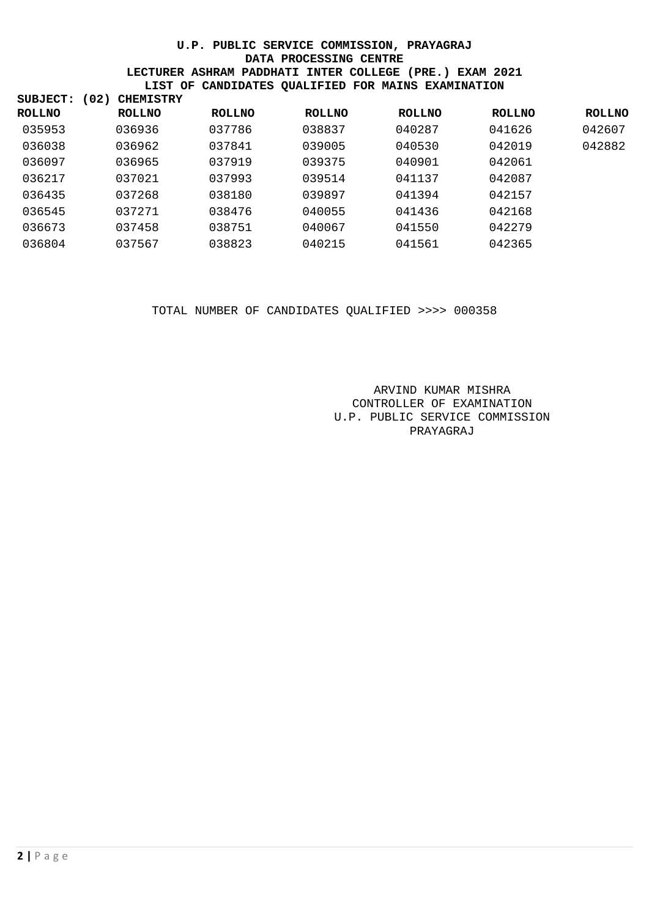**U.P. PUBLIC SERVICE COMMISSION, PRAYAGRAJ**
**DATA PROCESSING CENTRE**
**LECTURER ASHRAM PADDHATI INTER COLLEGE (PRE.) EXAM 2021**
**LIST OF CANDIDATES QUALIFIED FOR MAINS EXAMINATION**

**SUBJECT: (02) CHEMISTRY**

| ROLLNO | ROLLNO | ROLLNO | ROLLNO | ROLLNO | ROLLNO | ROLLNO |
|---|---|---|---|---|---|---|
| 035953 | 036936 | 037786 | 038837 | 040287 | 041626 | 042607 |
| 036038 | 036962 | 037841 | 039005 | 040530 | 042019 | 042882 |
| 036097 | 036965 | 037919 | 039375 | 040901 | 042061 | |
| 036217 | 037021 | 037993 | 039514 | 041137 | 042087 | |
| 036435 | 037268 | 038180 | 039897 | 041394 | 042157 | |
| 036545 | 037271 | 038476 | 040055 | 041436 | 042168 | |
| 036673 | 037458 | 038751 | 040067 | 041550 | 042279 | |
| 036804 | 037567 | 038823 | 040215 | 041561 | 042365 | |

TOTAL NUMBER OF CANDIDATES QUALIFIED >>>> 000358

ARVIND KUMAR MISHRA
CONTROLLER OF EXAMINATION
U.P. PUBLIC SERVICE COMMISSION
PRAYAGRAJ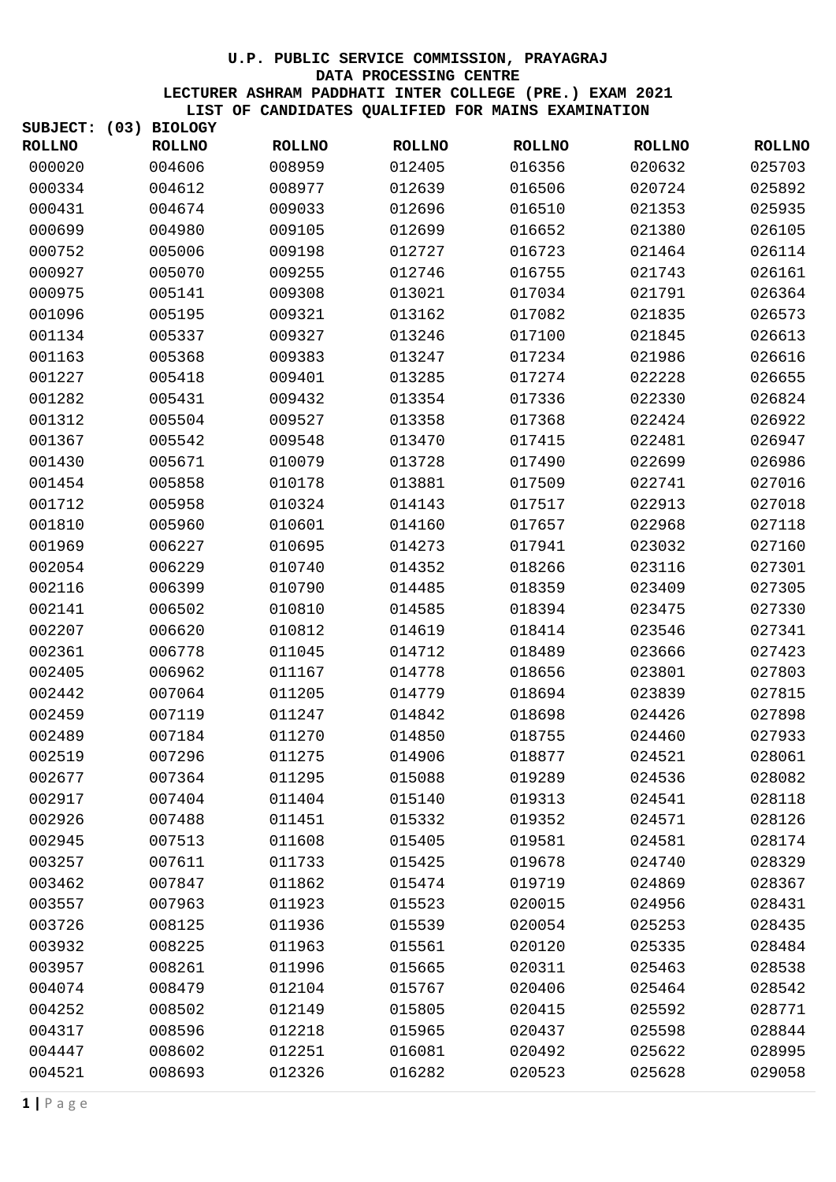**U.P. PUBLIC SERVICE COMMISSION, PRAYAGRAJ**
**DATA PROCESSING CENTRE**
**LECTURER ASHRAM PADDHATI INTER COLLEGE (PRE.) EXAM 2021**
**LIST OF CANDIDATES QUALIFIED FOR MAINS EXAMINATION**

**SUBJECT: (03) BIOLOGY**

| ROLLNO | ROLLNO | ROLLNO | ROLLNO | ROLLNO | ROLLNO | ROLLNO |
|---|---|---|---|---|---|---|
| 000020 | 004606 | 008959 | 012405 | 016356 | 020632 | 025703 |
| 000334 | 004612 | 008977 | 012639 | 016506 | 020724 | 025892 |
| 000431 | 004674 | 009033 | 012696 | 016510 | 021353 | 025935 |
| 000699 | 004980 | 009105 | 012699 | 016652 | 021380 | 026105 |
| 000752 | 005006 | 009198 | 012727 | 016723 | 021464 | 026114 |
| 000927 | 005070 | 009255 | 012746 | 016755 | 021743 | 026161 |
| 000975 | 005141 | 009308 | 013021 | 017034 | 021791 | 026364 |
| 001096 | 005195 | 009321 | 013162 | 017082 | 021835 | 026573 |
| 001134 | 005337 | 009327 | 013246 | 017100 | 021845 | 026613 |
| 001163 | 005368 | 009383 | 013247 | 017234 | 021986 | 026616 |
| 001227 | 005418 | 009401 | 013285 | 017274 | 022228 | 026655 |
| 001282 | 005431 | 009432 | 013354 | 017336 | 022330 | 026824 |
| 001312 | 005504 | 009527 | 013358 | 017368 | 022424 | 026922 |
| 001367 | 005542 | 009548 | 013470 | 017415 | 022481 | 026947 |
| 001430 | 005671 | 010079 | 013728 | 017490 | 022699 | 026986 |
| 001454 | 005858 | 010178 | 013881 | 017509 | 022741 | 027016 |
| 001712 | 005958 | 010324 | 014143 | 017517 | 022913 | 027018 |
| 001810 | 005960 | 010601 | 014160 | 017657 | 022968 | 027118 |
| 001969 | 006227 | 010695 | 014273 | 017941 | 023032 | 027160 |
| 002054 | 006229 | 010740 | 014352 | 018266 | 023116 | 027301 |
| 002116 | 006399 | 010790 | 014485 | 018359 | 023409 | 027305 |
| 002141 | 006502 | 010810 | 014585 | 018394 | 023475 | 027330 |
| 002207 | 006620 | 010812 | 014619 | 018414 | 023546 | 027341 |
| 002361 | 006778 | 011045 | 014712 | 018489 | 023666 | 027423 |
| 002405 | 006962 | 011167 | 014778 | 018656 | 023801 | 027803 |
| 002442 | 007064 | 011205 | 014779 | 018694 | 023839 | 027815 |
| 002459 | 007119 | 011247 | 014842 | 018698 | 024426 | 027898 |
| 002489 | 007184 | 011270 | 014850 | 018755 | 024460 | 027933 |
| 002519 | 007296 | 011275 | 014906 | 018877 | 024521 | 028061 |
| 002677 | 007364 | 011295 | 015088 | 019289 | 024536 | 028082 |
| 002917 | 007404 | 011404 | 015140 | 019313 | 024541 | 028118 |
| 002926 | 007488 | 011451 | 015332 | 019352 | 024571 | 028126 |
| 002945 | 007513 | 011608 | 015405 | 019581 | 024581 | 028174 |
| 003257 | 007611 | 011733 | 015425 | 019678 | 024740 | 028329 |
| 003462 | 007847 | 011862 | 015474 | 019719 | 024869 | 028367 |
| 003557 | 007963 | 011923 | 015523 | 020015 | 024956 | 028431 |
| 003726 | 008125 | 011936 | 015539 | 020054 | 025253 | 028435 |
| 003932 | 008225 | 011963 | 015561 | 020120 | 025335 | 028484 |
| 003957 | 008261 | 011996 | 015665 | 020311 | 025463 | 028538 |
| 004074 | 008479 | 012104 | 015767 | 020406 | 025464 | 028542 |
| 004252 | 008502 | 012149 | 015805 | 020415 | 025592 | 028771 |
| 004317 | 008596 | 012218 | 015965 | 020437 | 025598 | 028844 |
| 004447 | 008602 | 012251 | 016081 | 020492 | 025622 | 028995 |
| 004521 | 008693 | 012326 | 016282 | 020523 | 025628 | 029058 |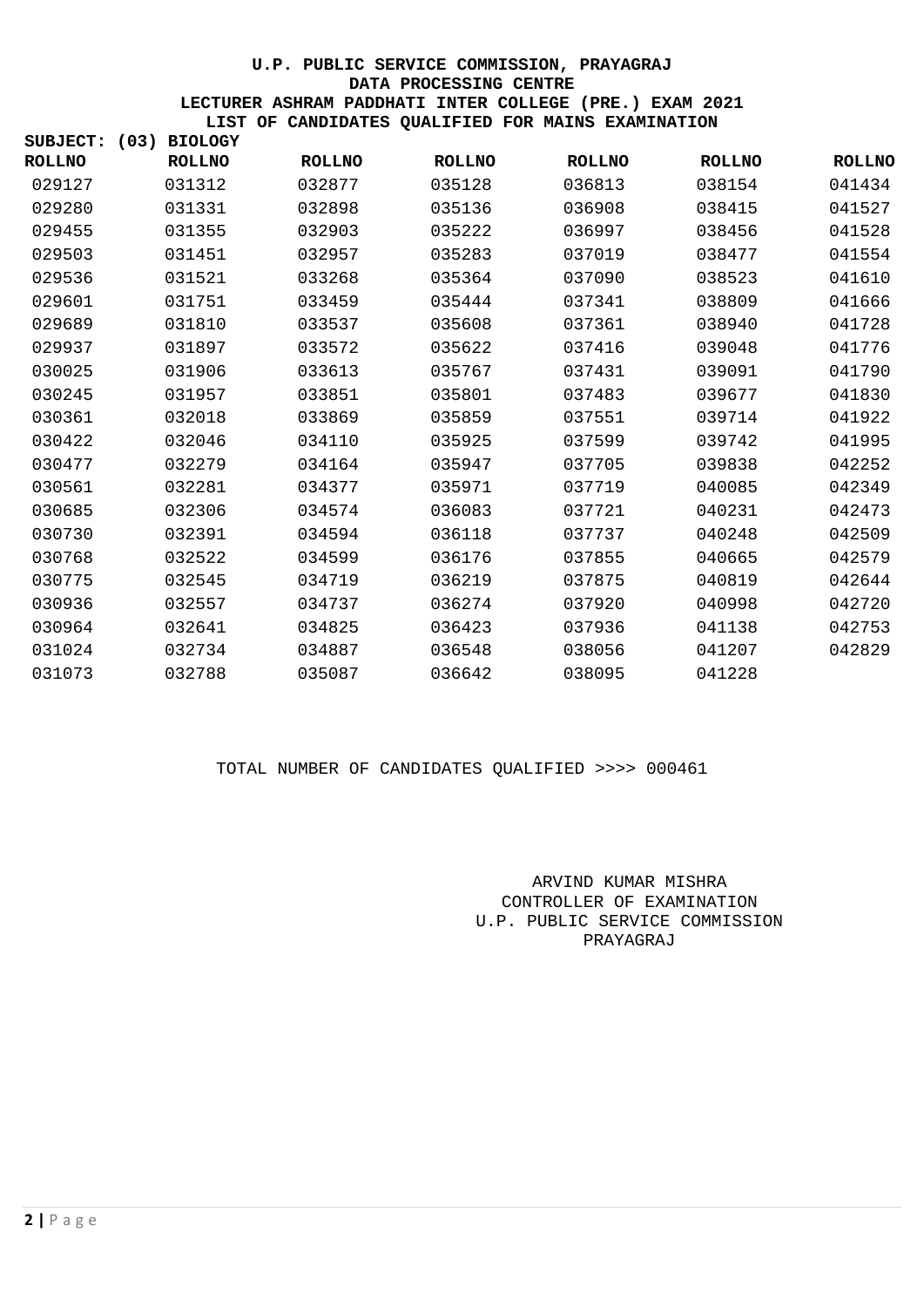**U.P. PUBLIC SERVICE COMMISSION, PRAYAGRAJ**
**DATA PROCESSING CENTRE**
**LECTURER ASHRAM PADDHATI INTER COLLEGE (PRE.) EXAM 2021**
**LIST OF CANDIDATES QUALIFIED FOR MAINS EXAMINATION**

**SUBJECT: (03) BIOLOGY**

| ROLLNO | ROLLNO | ROLLNO | ROLLNO | ROLLNO | ROLLNO | ROLLNO |
|---|---|---|---|---|---|---|
| 029127 | 031312 | 032877 | 035128 | 036813 | 038154 | 041434 |
| 029280 | 031331 | 032898 | 035136 | 036908 | 038415 | 041527 |
| 029455 | 031355 | 032903 | 035222 | 036997 | 038456 | 041528 |
| 029503 | 031451 | 032957 | 035283 | 037019 | 038477 | 041554 |
| 029536 | 031521 | 033268 | 035364 | 037090 | 038523 | 041610 |
| 029601 | 031751 | 033459 | 035444 | 037341 | 038809 | 041666 |
| 029689 | 031810 | 033537 | 035608 | 037361 | 038940 | 041728 |
| 029937 | 031897 | 033572 | 035622 | 037416 | 039048 | 041776 |
| 030025 | 031906 | 033613 | 035767 | 037431 | 039091 | 041790 |
| 030245 | 031957 | 033851 | 035801 | 037483 | 039677 | 041830 |
| 030361 | 032018 | 033869 | 035859 | 037551 | 039714 | 041922 |
| 030422 | 032046 | 034110 | 035925 | 037599 | 039742 | 041995 |
| 030477 | 032279 | 034164 | 035947 | 037705 | 039838 | 042252 |
| 030561 | 032281 | 034377 | 035971 | 037719 | 040085 | 042349 |
| 030685 | 032306 | 034574 | 036083 | 037721 | 040231 | 042473 |
| 030730 | 032391 | 034594 | 036118 | 037737 | 040248 | 042509 |
| 030768 | 032522 | 034599 | 036176 | 037855 | 040665 | 042579 |
| 030775 | 032545 | 034719 | 036219 | 037875 | 040819 | 042644 |
| 030936 | 032557 | 034737 | 036274 | 037920 | 040998 | 042720 |
| 030964 | 032641 | 034825 | 036423 | 037936 | 041138 | 042753 |
| 031024 | 032734 | 034887 | 036548 | 038056 | 041207 | 042829 |
| 031073 | 032788 | 035087 | 036642 | 038095 | 041228 | |

TOTAL NUMBER OF CANDIDATES QUALIFIED >>>> 000461

ARVIND KUMAR MISHRA
CONTROLLER OF EXAMINATION
U.P. PUBLIC SERVICE COMMISSION
PRAYAGRAJ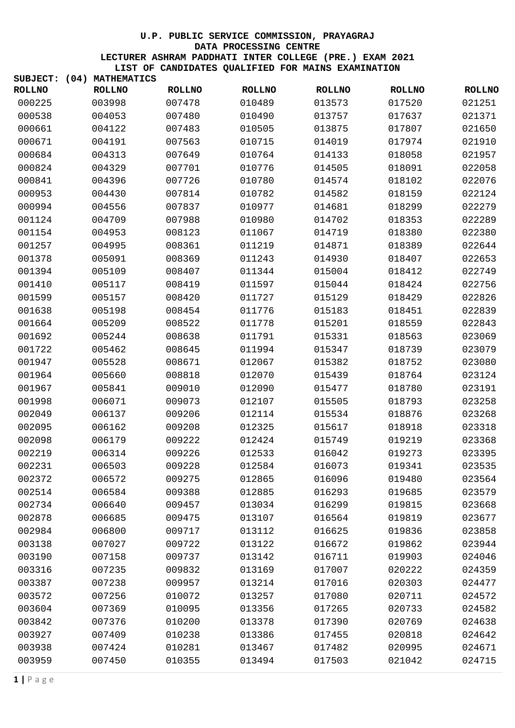# U.P. PUBLIC SERVICE COMMISSION, PRAYAGRAJ

## DATA PROCESSING CENTRE

## LECTURER ASHRAM PADDHATI INTER COLLEGE (PRE.) EXAM 2021

## LIST OF CANDIDATES QUALIFIED FOR MAINS EXAMINATION

**SUBJECT: (04) MATHEMATICS**

| ROLLNO | ROLLNO | ROLLNO | ROLLNO | ROLLNO | ROLLNO | ROLLNO |
|---|---|---|---|---|---|---|
| 000225 | 003998 | 007478 | 010489 | 013573 | 017520 | 021251 |
| 000538 | 004053 | 007480 | 010490 | 013757 | 017637 | 021371 |
| 000661 | 004122 | 007483 | 010505 | 013875 | 017807 | 021650 |
| 000671 | 004191 | 007563 | 010715 | 014019 | 017974 | 021910 |
| 000684 | 004313 | 007649 | 010764 | 014133 | 018058 | 021957 |
| 000824 | 004329 | 007701 | 010776 | 014505 | 018091 | 022058 |
| 000841 | 004396 | 007726 | 010780 | 014574 | 018102 | 022076 |
| 000953 | 004430 | 007814 | 010782 | 014582 | 018159 | 022124 |
| 000994 | 004556 | 007837 | 010977 | 014681 | 018299 | 022279 |
| 001124 | 004709 | 007988 | 010980 | 014702 | 018353 | 022289 |
| 001154 | 004953 | 008123 | 011067 | 014719 | 018380 | 022380 |
| 001257 | 004995 | 008361 | 011219 | 014871 | 018389 | 022644 |
| 001378 | 005091 | 008369 | 011243 | 014930 | 018407 | 022653 |
| 001394 | 005109 | 008407 | 011344 | 015004 | 018412 | 022749 |
| 001410 | 005117 | 008419 | 011597 | 015044 | 018424 | 022756 |
| 001599 | 005157 | 008420 | 011727 | 015129 | 018429 | 022826 |
| 001638 | 005198 | 008454 | 011776 | 015183 | 018451 | 022839 |
| 001664 | 005209 | 008522 | 011778 | 015201 | 018559 | 022843 |
| 001692 | 005244 | 008638 | 011791 | 015331 | 018563 | 023069 |
| 001722 | 005462 | 008645 | 011994 | 015347 | 018739 | 023079 |
| 001947 | 005528 | 008671 | 012067 | 015382 | 018752 | 023080 |
| 001964 | 005660 | 008818 | 012070 | 015439 | 018764 | 023124 |
| 001967 | 005841 | 009010 | 012090 | 015477 | 018780 | 023191 |
| 001998 | 006071 | 009073 | 012107 | 015505 | 018793 | 023258 |
| 002049 | 006137 | 009206 | 012114 | 015534 | 018876 | 023268 |
| 002095 | 006162 | 009208 | 012325 | 015617 | 018918 | 023318 |
| 002098 | 006179 | 009222 | 012424 | 015749 | 019219 | 023368 |
| 002219 | 006314 | 009226 | 012533 | 016042 | 019273 | 023395 |
| 002231 | 006503 | 009228 | 012584 | 016073 | 019341 | 023535 |
| 002372 | 006572 | 009275 | 012865 | 016096 | 019480 | 023564 |
| 002514 | 006584 | 009388 | 012885 | 016293 | 019685 | 023579 |
| 002734 | 006640 | 009457 | 013034 | 016299 | 019815 | 023668 |
| 002878 | 006685 | 009475 | 013107 | 016564 | 019819 | 023677 |
| 002984 | 006800 | 009717 | 013112 | 016625 | 019836 | 023858 |
| 003138 | 007027 | 009722 | 013122 | 016672 | 019862 | 023944 |
| 003190 | 007158 | 009737 | 013142 | 016711 | 019903 | 024046 |
| 003316 | 007235 | 009832 | 013169 | 017007 | 020222 | 024359 |
| 003387 | 007238 | 009957 | 013214 | 017016 | 020303 | 024477 |
| 003572 | 007256 | 010072 | 013257 | 017080 | 020711 | 024572 |
| 003604 | 007369 | 010095 | 013356 | 017265 | 020733 | 024582 |
| 003842 | 007376 | 010200 | 013378 | 017390 | 020769 | 024638 |
| 003927 | 007409 | 010238 | 013386 | 017455 | 020818 | 024642 |
| 003938 | 007424 | 010281 | 013467 | 017482 | 020995 | 024671 |
| 003959 | 007450 | 010355 | 013494 | 017503 | 021042 | 024715 |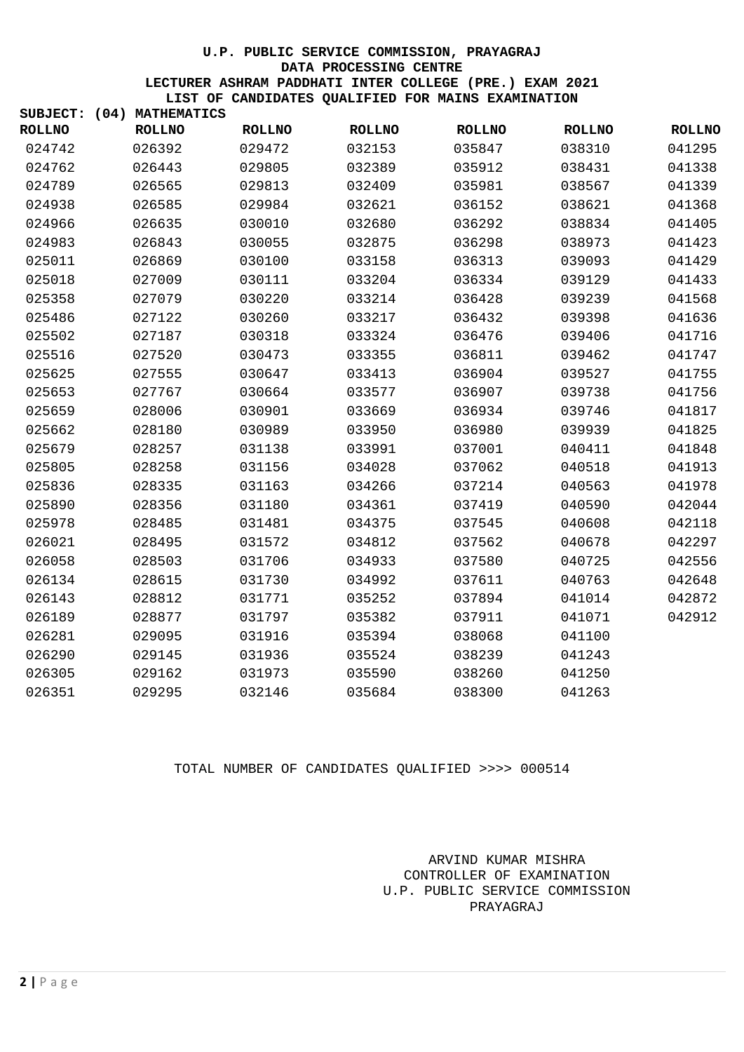U.P. PUBLIC SERVICE COMMISSION, PRAYAGRAJ

DATA PROCESSING CENTRE

LECTURER ASHRAM PADDHATI INTER COLLEGE (PRE.) EXAM 2021

LIST OF CANDIDATES QUALIFIED FOR MAINS EXAMINATION

**SUBJECT: (04) MATHEMATICS**

| ROLLNO | ROLLNO | ROLLNO | ROLLNO | ROLLNO | ROLLNO | ROLLNO |
|---|---|---|---|---|---|---|
| 024742 | 026392 | 029472 | 032153 | 035847 | 038310 | 041295 |
| 024762 | 026443 | 029805 | 032389 | 035912 | 038431 | 041338 |
| 024789 | 026565 | 029813 | 032409 | 035981 | 038567 | 041339 |
| 024938 | 026585 | 029984 | 032621 | 036152 | 038621 | 041368 |
| 024966 | 026635 | 030010 | 032680 | 036292 | 038834 | 041405 |
| 024983 | 026843 | 030055 | 032875 | 036298 | 038973 | 041423 |
| 025011 | 026869 | 030100 | 033158 | 036313 | 039093 | 041429 |
| 025018 | 027009 | 030111 | 033204 | 036334 | 039129 | 041433 |
| 025358 | 027079 | 030220 | 033214 | 036428 | 039239 | 041568 |
| 025486 | 027122 | 030260 | 033217 | 036432 | 039398 | 041636 |
| 025502 | 027187 | 030318 | 033324 | 036476 | 039406 | 041716 |
| 025516 | 027520 | 030473 | 033355 | 036811 | 039462 | 041747 |
| 025625 | 027555 | 030647 | 033413 | 036904 | 039527 | 041755 |
| 025653 | 027767 | 030664 | 033577 | 036907 | 039738 | 041756 |
| 025659 | 028006 | 030901 | 033669 | 036934 | 039746 | 041817 |
| 025662 | 028180 | 030989 | 033950 | 036980 | 039939 | 041825 |
| 025679 | 028257 | 031138 | 033991 | 037001 | 040411 | 041848 |
| 025805 | 028258 | 031156 | 034028 | 037062 | 040518 | 041913 |
| 025836 | 028335 | 031163 | 034266 | 037214 | 040563 | 041978 |
| 025890 | 028356 | 031180 | 034361 | 037419 | 040590 | 042044 |
| 025978 | 028485 | 031481 | 034375 | 037545 | 040608 | 042118 |
| 026021 | 028495 | 031572 | 034812 | 037562 | 040678 | 042297 |
| 026058 | 028503 | 031706 | 034933 | 037580 | 040725 | 042556 |
| 026134 | 028615 | 031730 | 034992 | 037611 | 040763 | 042648 |
| 026143 | 028812 | 031771 | 035252 | 037894 | 041014 | 042872 |
| 026189 | 028877 | 031797 | 035382 | 037911 | 041071 | 042912 |
| 026281 | 029095 | 031916 | 035394 | 038068 | 041100 | |
| 026290 | 029145 | 031936 | 035524 | 038239 | 041243 | |
| 026305 | 029162 | 031973 | 035590 | 038260 | 041250 | |
| 026351 | 029295 | 032146 | 035684 | 038300 | 041263 | |

TOTAL NUMBER OF CANDIDATES QUALIFIED >>>> 000514

ARVIND KUMAR MISHRA

CONTROLLER OF EXAMINATION

U.P. PUBLIC SERVICE COMMISSION

PRAYAGRAJ